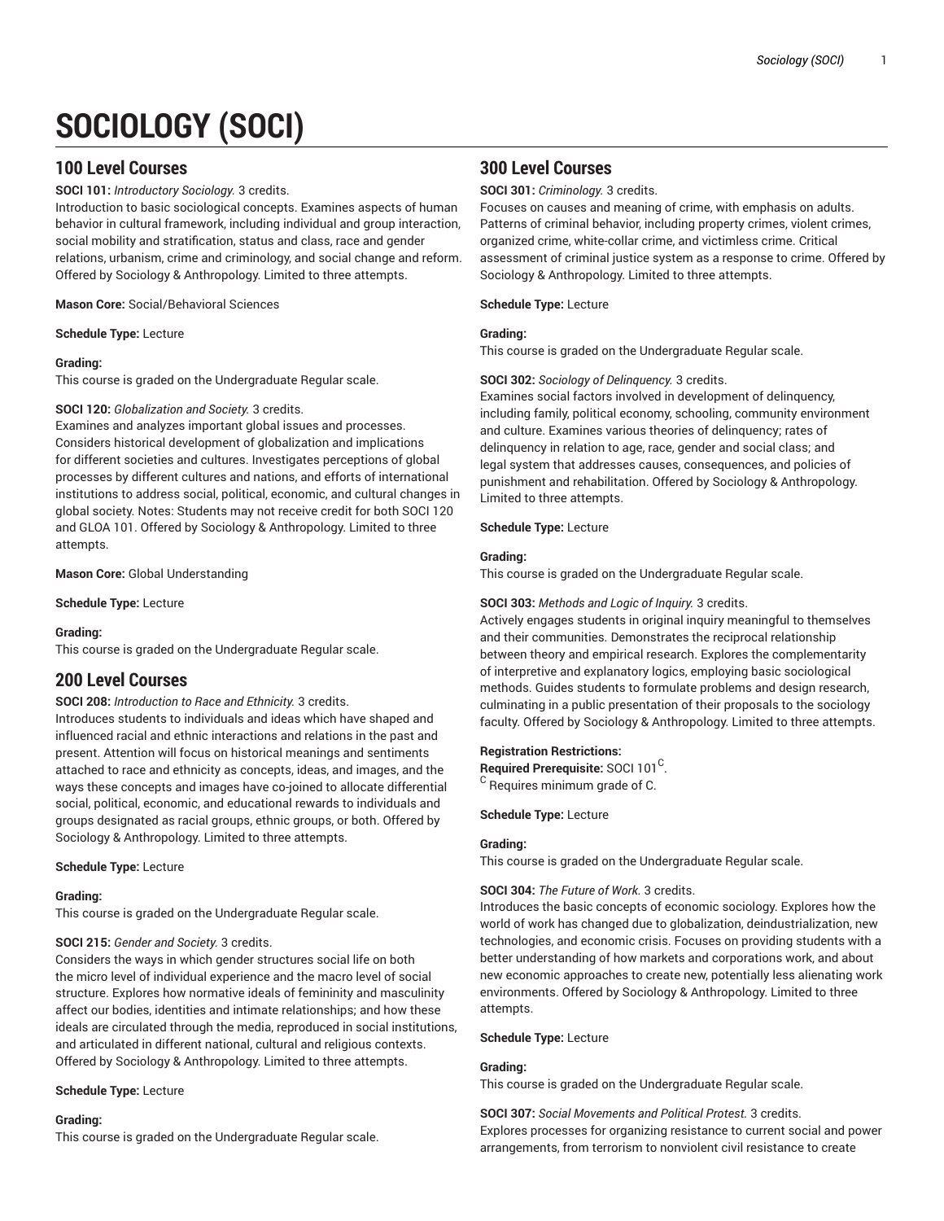# SOCIOLOGY (SOCI)

## 100 Level Courses

**SOCI 101:** *Introductory Sociology.* 3 credits.
Introduction to basic sociological concepts. Examines aspects of human behavior in cultural framework, including individual and group interaction, social mobility and stratification, status and class, race and gender relations, urbanism, crime and criminology, and social change and reform. Offered by Sociology & Anthropology. Limited to three attempts.

**Mason Core:** Social/Behavioral Sciences

**Schedule Type:** Lecture

**Grading:**
This course is graded on the Undergraduate Regular scale.

**SOCI 120:** *Globalization and Society.* 3 credits.
Examines and analyzes important global issues and processes. Considers historical development of globalization and implications for different societies and cultures. Investigates perceptions of global processes by different cultures and nations, and efforts of international institutions to address social, political, economic, and cultural changes in global society. Notes: Students may not receive credit for both SOCI 120 and GLOA 101. Offered by Sociology & Anthropology. Limited to three attempts.

**Mason Core:** Global Understanding

**Schedule Type:** Lecture

**Grading:**
This course is graded on the Undergraduate Regular scale.

## 200 Level Courses

**SOCI 208:** *Introduction to Race and Ethnicity.* 3 credits.
Introduces students to individuals and ideas which have shaped and influenced racial and ethnic interactions and relations in the past and present. Attention will focus on historical meanings and sentiments attached to race and ethnicity as concepts, ideas, and images, and the ways these concepts and images have co-joined to allocate differential social, political, economic, and educational rewards to individuals and groups designated as racial groups, ethnic groups, or both. Offered by Sociology & Anthropology. Limited to three attempts.

**Schedule Type:** Lecture

**Grading:**
This course is graded on the Undergraduate Regular scale.

**SOCI 215:** *Gender and Society.* 3 credits.
Considers the ways in which gender structures social life on both the micro level of individual experience and the macro level of social structure. Explores how normative ideals of femininity and masculinity affect our bodies, identities and intimate relationships; and how these ideals are circulated through the media, reproduced in social institutions, and articulated in different national, cultural and religious contexts. Offered by Sociology & Anthropology. Limited to three attempts.

**Schedule Type:** Lecture

**Grading:**
This course is graded on the Undergraduate Regular scale.

## 300 Level Courses

**SOCI 301:** *Criminology.* 3 credits.
Focuses on causes and meaning of crime, with emphasis on adults. Patterns of criminal behavior, including property crimes, violent crimes, organized crime, white-collar crime, and victimless crime. Critical assessment of criminal justice system as a response to crime. Offered by Sociology & Anthropology. Limited to three attempts.

**Schedule Type:** Lecture

**Grading:**
This course is graded on the Undergraduate Regular scale.

**SOCI 302:** *Sociology of Delinquency.* 3 credits.
Examines social factors involved in development of delinquency, including family, political economy, schooling, community environment and culture. Examines various theories of delinquency; rates of delinquency in relation to age, race, gender and social class; and legal system that addresses causes, consequences, and policies of punishment and rehabilitation. Offered by Sociology & Anthropology. Limited to three attempts.

**Schedule Type:** Lecture

**Grading:**
This course is graded on the Undergraduate Regular scale.

**SOCI 303:** *Methods and Logic of Inquiry.* 3 credits.
Actively engages students in original inquiry meaningful to themselves and their communities. Demonstrates the reciprocal relationship between theory and empirical research. Explores the complementarity of interpretive and explanatory logics, employing basic sociological methods. Guides students to formulate problems and design research, culminating in a public presentation of their proposals to the sociology faculty. Offered by Sociology & Anthropology. Limited to three attempts.

**Registration Restrictions:**
**Required Prerequisite:** SOCI 101[C].
[C] Requires minimum grade of C.

**Schedule Type:** Lecture

**Grading:**
This course is graded on the Undergraduate Regular scale.

**SOCI 304:** *The Future of Work.* 3 credits.
Introduces the basic concepts of economic sociology. Explores how the world of work has changed due to globalization, deindustrialization, new technologies, and economic crisis. Focuses on providing students with a better understanding of how markets and corporations work, and about new economic approaches to create new, potentially less alienating work environments. Offered by Sociology & Anthropology. Limited to three attempts.

**Schedule Type:** Lecture

**Grading:**
This course is graded on the Undergraduate Regular scale.

**SOCI 307:** *Social Movements and Political Protest.* 3 credits.
Explores processes for organizing resistance to current social and power arrangements, from terrorism to nonviolent civil resistance to create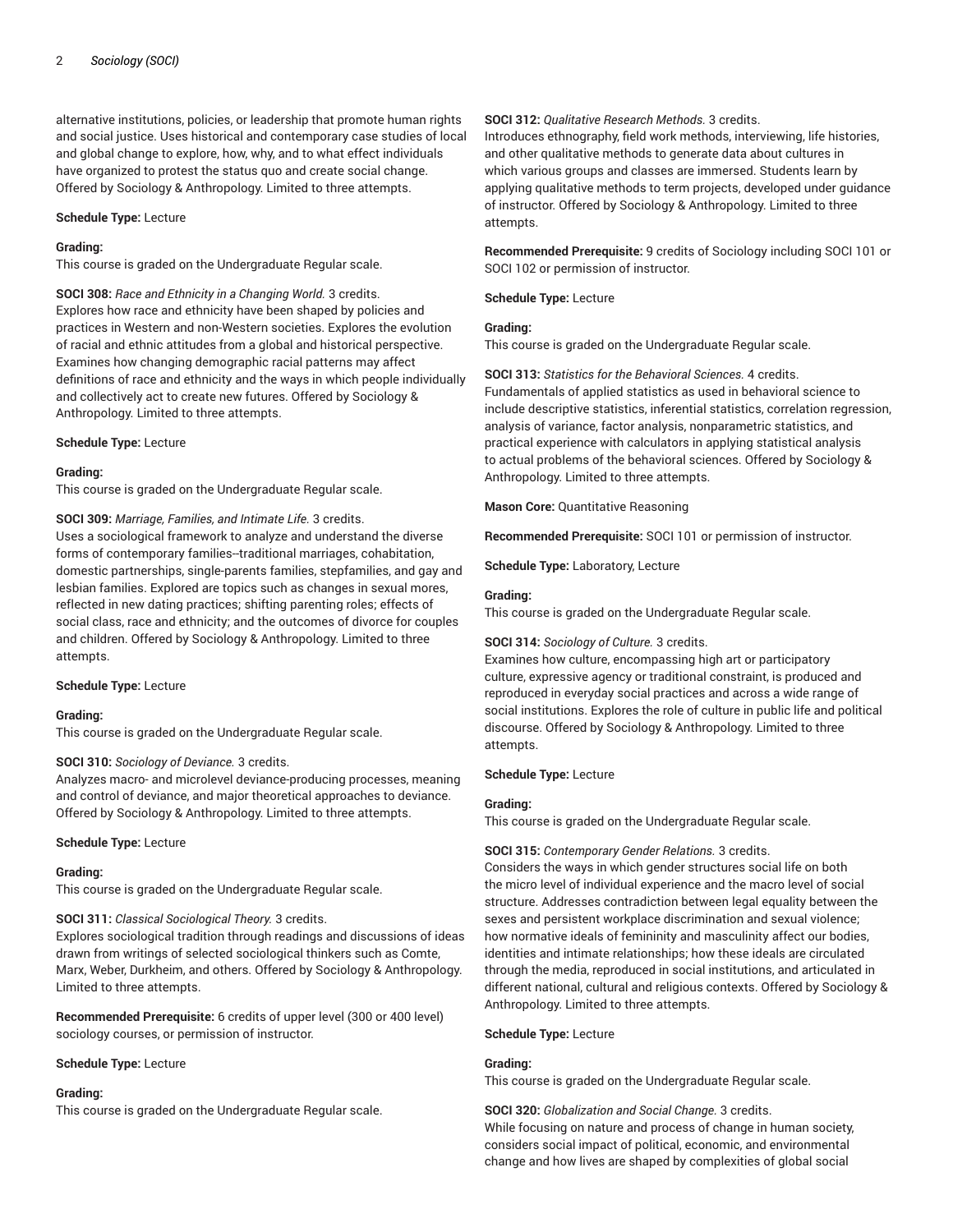alternative institutions, policies, or leadership that promote human rights and social justice. Uses historical and contemporary case studies of local and global change to explore, how, why, and to what effect individuals have organized to protest the status quo and create social change. Offered by Sociology & Anthropology. Limited to three attempts.

**Schedule Type:** Lecture

**Grading:**
This course is graded on the Undergraduate Regular scale.

**SOCI 308:** *Race and Ethnicity in a Changing World.* 3 credits.
Explores how race and ethnicity have been shaped by policies and practices in Western and non-Western societies. Explores the evolution of racial and ethnic attitudes from a global and historical perspective. Examines how changing demographic racial patterns may affect definitions of race and ethnicity and the ways in which people individually and collectively act to create new futures. Offered by Sociology & Anthropology. Limited to three attempts.

**Schedule Type:** Lecture

**Grading:**
This course is graded on the Undergraduate Regular scale.

**SOCI 309:** *Marriage, Families, and Intimate Life.* 3 credits.
Uses a sociological framework to analyze and understand the diverse forms of contemporary families--traditional marriages, cohabitation, domestic partnerships, single-parents families, stepfamilies, and gay and lesbian families. Explored are topics such as changes in sexual mores, reflected in new dating practices; shifting parenting roles; effects of social class, race and ethnicity; and the outcomes of divorce for couples and children. Offered by Sociology & Anthropology. Limited to three attempts.

**Schedule Type:** Lecture

**Grading:**
This course is graded on the Undergraduate Regular scale.

**SOCI 310:** *Sociology of Deviance.* 3 credits.
Analyzes macro- and microlevel deviance-producing processes, meaning and control of deviance, and major theoretical approaches to deviance. Offered by Sociology & Anthropology. Limited to three attempts.

**Schedule Type:** Lecture

**Grading:**
This course is graded on the Undergraduate Regular scale.

**SOCI 311:** *Classical Sociological Theory.* 3 credits.
Explores sociological tradition through readings and discussions of ideas drawn from writings of selected sociological thinkers such as Comte, Marx, Weber, Durkheim, and others. Offered by Sociology & Anthropology. Limited to three attempts.

**Recommended Prerequisite:** 6 credits of upper level (300 or 400 level) sociology courses, or permission of instructor.

**Schedule Type:** Lecture

**Grading:**
This course is graded on the Undergraduate Regular scale.

**SOCI 312:** *Qualitative Research Methods.* 3 credits.
Introduces ethnography, field work methods, interviewing, life histories, and other qualitative methods to generate data about cultures in which various groups and classes are immersed. Students learn by applying qualitative methods to term projects, developed under guidance of instructor. Offered by Sociology & Anthropology. Limited to three attempts.

**Recommended Prerequisite:** 9 credits of Sociology including SOCI 101 or SOCI 102 or permission of instructor.

**Schedule Type:** Lecture

**Grading:**
This course is graded on the Undergraduate Regular scale.

**SOCI 313:** *Statistics for the Behavioral Sciences.* 4 credits.
Fundamentals of applied statistics as used in behavioral science to include descriptive statistics, inferential statistics, correlation regression, analysis of variance, factor analysis, nonparametric statistics, and practical experience with calculators in applying statistical analysis to actual problems of the behavioral sciences. Offered by Sociology & Anthropology. Limited to three attempts.

**Mason Core:** Quantitative Reasoning

**Recommended Prerequisite:** SOCI 101 or permission of instructor.

**Schedule Type:** Laboratory, Lecture

**Grading:**
This course is graded on the Undergraduate Regular scale.

**SOCI 314:** *Sociology of Culture.* 3 credits.
Examines how culture, encompassing high art or participatory culture, expressive agency or traditional constraint, is produced and reproduced in everyday social practices and across a wide range of social institutions. Explores the role of culture in public life and political discourse. Offered by Sociology & Anthropology. Limited to three attempts.

**Schedule Type:** Lecture

**Grading:**
This course is graded on the Undergraduate Regular scale.

**SOCI 315:** *Contemporary Gender Relations.* 3 credits.
Considers the ways in which gender structures social life on both the micro level of individual experience and the macro level of social structure. Addresses contradiction between legal equality between the sexes and persistent workplace discrimination and sexual violence; how normative ideals of femininity and masculinity affect our bodies, identities and intimate relationships; how these ideals are circulated through the media, reproduced in social institutions, and articulated in different national, cultural and religious contexts. Offered by Sociology & Anthropology. Limited to three attempts.

**Schedule Type:** Lecture

**Grading:**
This course is graded on the Undergraduate Regular scale.

**SOCI 320:** *Globalization and Social Change.* 3 credits.
While focusing on nature and process of change in human society, considers social impact of political, economic, and environmental change and how lives are shaped by complexities of global social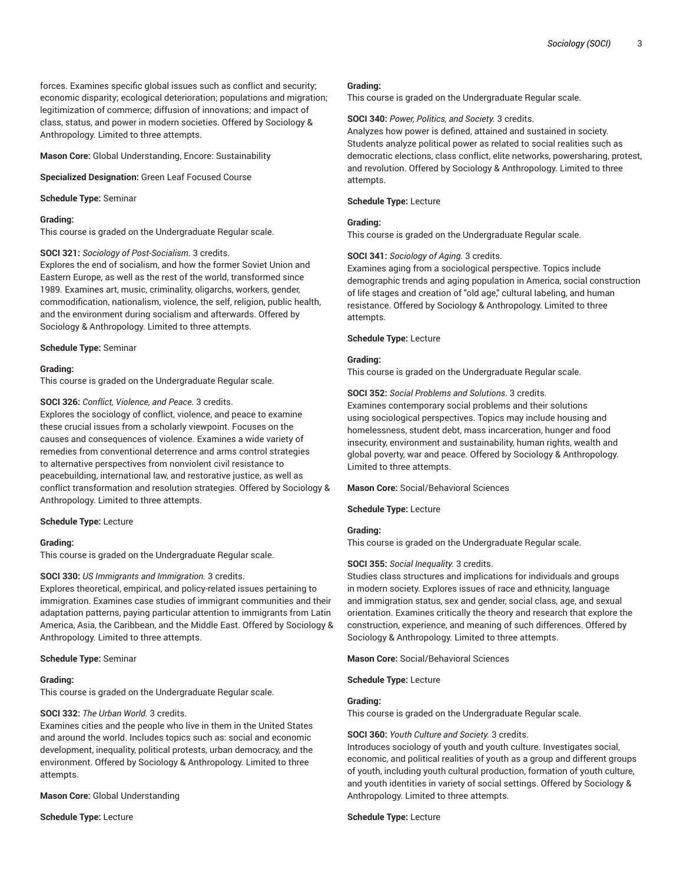forces. Examines specific global issues such as conflict and security; economic disparity; ecological deterioration; populations and migration; legitimization of commerce; diffusion of innovations; and impact of class, status, and power in modern societies. Offered by Sociology & Anthropology. Limited to three attempts.

**Mason Core:** Global Understanding, Encore: Sustainability

**Specialized Designation:** Green Leaf Focused Course

**Schedule Type:** Seminar

**Grading:**
This course is graded on the Undergraduate Regular scale.

**SOCI 321:** *Sociology of Post-Socialism.* 3 credits.
Explores the end of socialism, and how the former Soviet Union and Eastern Europe, as well as the rest of the world, transformed since 1989. Examines art, music, criminality, oligarchs, workers, gender, commodification, nationalism, violence, the self, religion, public health, and the environment during socialism and afterwards. Offered by Sociology & Anthropology. Limited to three attempts.

**Schedule Type:** Seminar

**Grading:**
This course is graded on the Undergraduate Regular scale.

**SOCI 326:** *Conflict, Violence, and Peace.* 3 credits.
Explores the sociology of conflict, violence, and peace to examine these crucial issues from a scholarly viewpoint. Focuses on the causes and consequences of violence. Examines a wide variety of remedies from conventional deterrence and arms control strategies to alternative perspectives from nonviolent civil resistance to peacebuilding, international law, and restorative justice, as well as conflict transformation and resolution strategies. Offered by Sociology & Anthropology. Limited to three attempts.

**Schedule Type:** Lecture

**Grading:**
This course is graded on the Undergraduate Regular scale.

**SOCI 330:** *US Immigrants and Immigration.* 3 credits.
Explores theoretical, empirical, and policy-related issues pertaining to immigration. Examines case studies of immigrant communities and their adaptation patterns, paying particular attention to immigrants from Latin America, Asia, the Caribbean, and the Middle East. Offered by Sociology & Anthropology. Limited to three attempts.

**Schedule Type:** Seminar

**Grading:**
This course is graded on the Undergraduate Regular scale.

**SOCI 332:** *The Urban World.* 3 credits.
Examines cities and the people who live in them in the United States and around the world. Includes topics such as: social and economic development, inequality, political protests, urban democracy, and the environment. Offered by Sociology & Anthropology. Limited to three attempts.

**Mason Core:** Global Understanding

**Schedule Type:** Lecture

**Grading:**
This course is graded on the Undergraduate Regular scale.

**SOCI 340:** *Power, Politics, and Society.* 3 credits.
Analyzes how power is defined, attained and sustained in society. Students analyze political power as related to social realities such as democratic elections, class conflict, elite networks, powersharing, protest, and revolution. Offered by Sociology & Anthropology. Limited to three attempts.

**Schedule Type:** Lecture

**Grading:**
This course is graded on the Undergraduate Regular scale.

**SOCI 341:** *Sociology of Aging.* 3 credits.
Examines aging from a sociological perspective. Topics include demographic trends and aging population in America, social construction of life stages and creation of "old age," cultural labeling, and human resistance. Offered by Sociology & Anthropology. Limited to three attempts.

**Schedule Type:** Lecture

**Grading:**
This course is graded on the Undergraduate Regular scale.

**SOCI 352:** *Social Problems and Solutions.* 3 credits.
Examines contemporary social problems and their solutions using sociological perspectives. Topics may include housing and homelessness, student debt, mass incarceration, hunger and food insecurity, environment and sustainability, human rights, wealth and global poverty, war and peace. Offered by Sociology & Anthropology. Limited to three attempts.

**Mason Core:** Social/Behavioral Sciences

**Schedule Type:** Lecture

**Grading:**
This course is graded on the Undergraduate Regular scale.

**SOCI 355:** *Social Inequality.* 3 credits.
Studies class structures and implications for individuals and groups in modern society. Explores issues of race and ethnicity, language and immigration status, sex and gender, social class, age, and sexual orientation. Examines critically the theory and research that explore the construction, experience, and meaning of such differences. Offered by Sociology & Anthropology. Limited to three attempts.

**Mason Core:** Social/Behavioral Sciences

**Schedule Type:** Lecture

**Grading:**
This course is graded on the Undergraduate Regular scale.

**SOCI 360:** *Youth Culture and Society.* 3 credits.
Introduces sociology of youth and youth culture. Investigates social, economic, and political realities of youth as a group and different groups of youth, including youth cultural production, formation of youth culture, and youth identities in variety of social settings. Offered by Sociology & Anthropology. Limited to three attempts.

**Schedule Type:** Lecture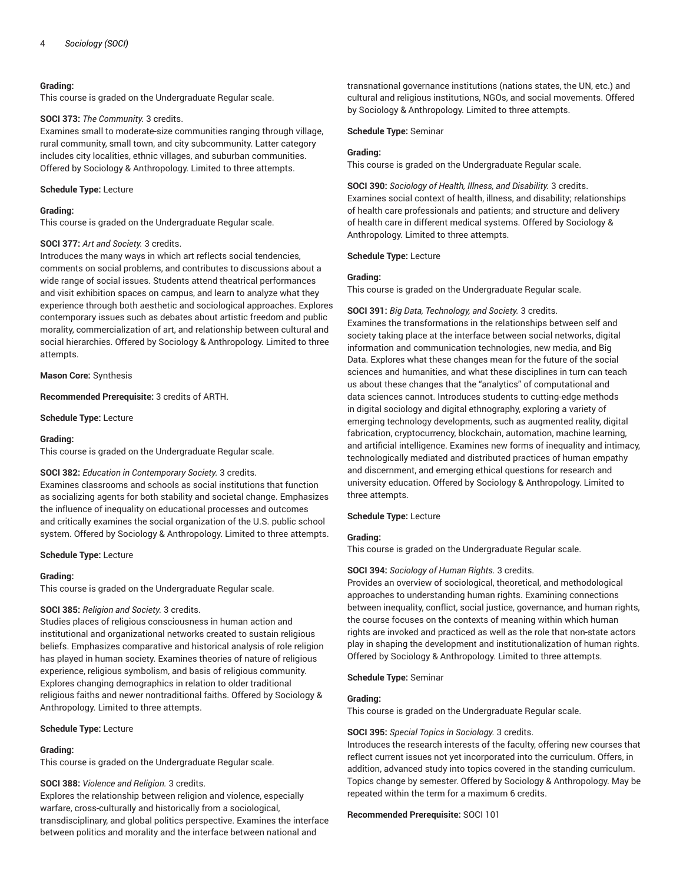**Grading:**
This course is graded on the Undergraduate Regular scale.

**SOCI 373:** *The Community.* 3 credits.
Examines small to moderate-size communities ranging through village, rural community, small town, and city subcommunity. Latter category includes city localities, ethnic villages, and suburban communities. Offered by Sociology & Anthropology. Limited to three attempts.

**Schedule Type:** Lecture

**Grading:**
This course is graded on the Undergraduate Regular scale.

**SOCI 377:** *Art and Society.* 3 credits.
Introduces the many ways in which art reflects social tendencies, comments on social problems, and contributes to discussions about a wide range of social issues. Students attend theatrical performances and visit exhibition spaces on campus, and learn to analyze what they experience through both aesthetic and sociological approaches. Explores contemporary issues such as debates about artistic freedom and public morality, commercialization of art, and relationship between cultural and social hierarchies. Offered by Sociology & Anthropology. Limited to three attempts.

**Mason Core:** Synthesis

**Recommended Prerequisite:** 3 credits of ARTH.

**Schedule Type:** Lecture

**Grading:**
This course is graded on the Undergraduate Regular scale.

**SOCI 382:** *Education in Contemporary Society.* 3 credits.
Examines classrooms and schools as social institutions that function as socializing agents for both stability and societal change. Emphasizes the influence of inequality on educational processes and outcomes and critically examines the social organization of the U.S. public school system. Offered by Sociology & Anthropology. Limited to three attempts.

**Schedule Type:** Lecture

**Grading:**
This course is graded on the Undergraduate Regular scale.

**SOCI 385:** *Religion and Society.* 3 credits.
Studies places of religious consciousness in human action and institutional and organizational networks created to sustain religious beliefs. Emphasizes comparative and historical analysis of role religion has played in human society. Examines theories of nature of religious experience, religious symbolism, and basis of religious community. Explores changing demographics in relation to older traditional religious faiths and newer nontraditional faiths. Offered by Sociology & Anthropology. Limited to three attempts.

**Schedule Type:** Lecture

**Grading:**
This course is graded on the Undergraduate Regular scale.

**SOCI 388:** *Violence and Religion.* 3 credits.
Explores the relationship between religion and violence, especially warfare, cross-culturally and historically from a sociological, transdisciplinary, and global politics perspective. Examines the interface between politics and morality and the interface between national and transnational governance institutions (nations states, the UN, etc.) and cultural and religious institutions, NGOs, and social movements. Offered by Sociology & Anthropology. Limited to three attempts.

**Schedule Type:** Seminar

**Grading:**
This course is graded on the Undergraduate Regular scale.

**SOCI 390:** *Sociology of Health, Illness, and Disability.* 3 credits.
Examines social context of health, illness, and disability; relationships of health care professionals and patients; and structure and delivery of health care in different medical systems. Offered by Sociology & Anthropology. Limited to three attempts.

**Schedule Type:** Lecture

**Grading:**
This course is graded on the Undergraduate Regular scale.

**SOCI 391:** *Big Data, Technology, and Society.* 3 credits.
Examines the transformations in the relationships between self and society taking place at the interface between social networks, digital information and communication technologies, new media, and Big Data. Explores what these changes mean for the future of the social sciences and humanities, and what these disciplines in turn can teach us about these changes that the "analytics" of computational and data sciences cannot. Introduces students to cutting-edge methods in digital sociology and digital ethnography, exploring a variety of emerging technology developments, such as augmented reality, digital fabrication, cryptocurrency, blockchain, automation, machine learning, and artificial intelligence. Examines new forms of inequality and intimacy, technologically mediated and distributed practices of human empathy and discernment, and emerging ethical questions for research and university education. Offered by Sociology & Anthropology. Limited to three attempts.

**Schedule Type:** Lecture

**Grading:**
This course is graded on the Undergraduate Regular scale.

**SOCI 394:** *Sociology of Human Rights.* 3 credits.
Provides an overview of sociological, theoretical, and methodological approaches to understanding human rights. Examining connections between inequality, conflict, social justice, governance, and human rights, the course focuses on the contexts of meaning within which human rights are invoked and practiced as well as the role that non-state actors play in shaping the development and institutionalization of human rights. Offered by Sociology & Anthropology. Limited to three attempts.

**Schedule Type:** Seminar

**Grading:**
This course is graded on the Undergraduate Regular scale.

**SOCI 395:** *Special Topics in Sociology.* 3 credits.
Introduces the research interests of the faculty, offering new courses that reflect current issues not yet incorporated into the curriculum. Offers, in addition, advanced study into topics covered in the standing curriculum. Topics change by semester. Offered by Sociology & Anthropology. May be repeated within the term for a maximum 6 credits.

**Recommended Prerequisite:** SOCI 101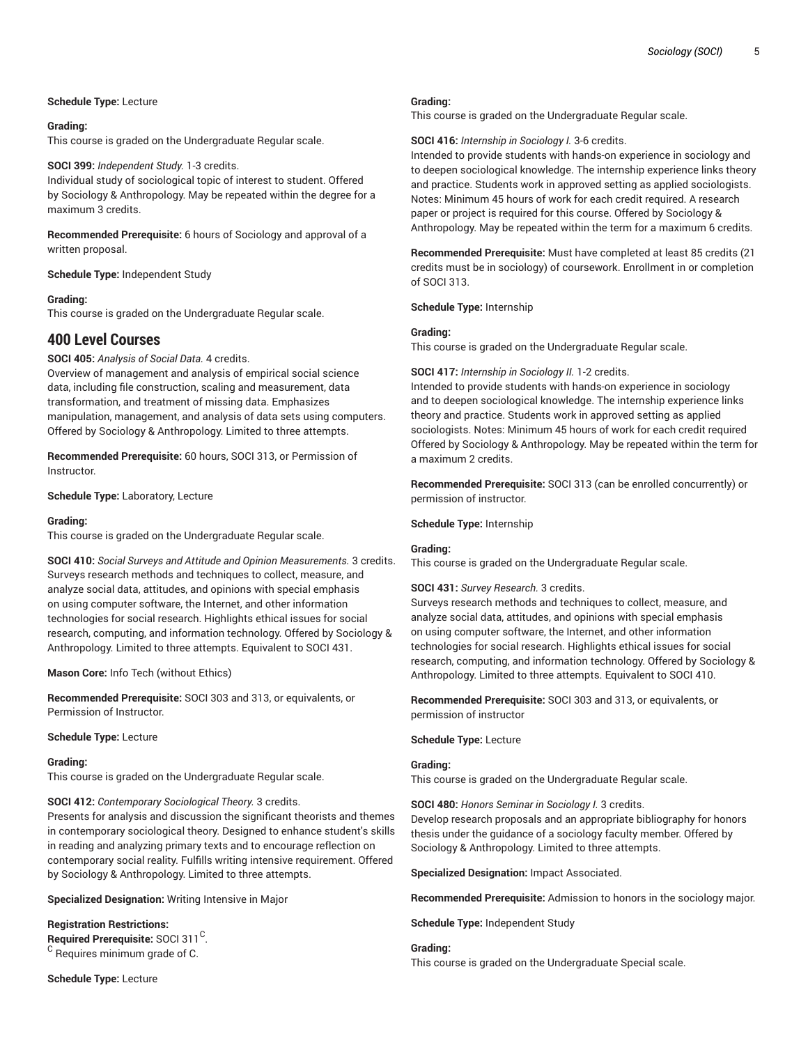**Schedule Type:** Lecture

**Grading:**
This course is graded on the Undergraduate Regular scale.

**SOCI 399:** *Independent Study.* 1-3 credits.
Individual study of sociological topic of interest to student. Offered by Sociology & Anthropology. May be repeated within the degree for a maximum 3 credits.

**Recommended Prerequisite:** 6 hours of Sociology and approval of a written proposal.

**Schedule Type:** Independent Study

**Grading:**
This course is graded on the Undergraduate Regular scale.

## 400 Level Courses

**SOCI 405:** *Analysis of Social Data.* 4 credits.
Overview of management and analysis of empirical social science data, including file construction, scaling and measurement, data transformation, and treatment of missing data. Emphasizes manipulation, management, and analysis of data sets using computers. Offered by Sociology & Anthropology. Limited to three attempts.

**Recommended Prerequisite:** 60 hours, SOCI 313, or Permission of Instructor.

**Schedule Type:** Laboratory, Lecture

**Grading:**
This course is graded on the Undergraduate Regular scale.

**SOCI 410:** *Social Surveys and Attitude and Opinion Measurements.* 3 credits.
Surveys research methods and techniques to collect, measure, and analyze social data, attitudes, and opinions with special emphasis on using computer software, the Internet, and other information technologies for social research. Highlights ethical issues for social research, computing, and information technology. Offered by Sociology & Anthropology. Limited to three attempts. Equivalent to SOCI 431.

**Mason Core:** Info Tech (without Ethics)

**Recommended Prerequisite:** SOCI 303 and 313, or equivalents, or Permission of Instructor.

**Schedule Type:** Lecture

**Grading:**
This course is graded on the Undergraduate Regular scale.

**SOCI 412:** *Contemporary Sociological Theory.* 3 credits.
Presents for analysis and discussion the significant theorists and themes in contemporary sociological theory. Designed to enhance student's skills in reading and analyzing primary texts and to encourage reflection on contemporary social reality. Fulfills writing intensive requirement. Offered by Sociology & Anthropology. Limited to three attempts.

**Specialized Designation:** Writing Intensive in Major

**Registration Restrictions:**
**Required Prerequisite:** SOCI 311[C].
[C] Requires minimum grade of C.

**Schedule Type:** Lecture

**Grading:**
This course is graded on the Undergraduate Regular scale.

**SOCI 416:** *Internship in Sociology I.* 3-6 credits.
Intended to provide students with hands-on experience in sociology and to deepen sociological knowledge. The internship experience links theory and practice. Students work in approved setting as applied sociologists. Notes: Minimum 45 hours of work for each credit required. A research paper or project is required for this course. Offered by Sociology & Anthropology. May be repeated within the term for a maximum 6 credits.

**Recommended Prerequisite:** Must have completed at least 85 credits (21 credits must be in sociology) of coursework. Enrollment in or completion of SOCI 313.

**Schedule Type:** Internship

**Grading:**
This course is graded on the Undergraduate Regular scale.

**SOCI 417:** *Internship in Sociology II.* 1-2 credits.
Intended to provide students with hands-on experience in sociology and to deepen sociological knowledge. The internship experience links theory and practice. Students work in approved setting as applied sociologists. Notes: Minimum 45 hours of work for each credit required Offered by Sociology & Anthropology. May be repeated within the term for a maximum 2 credits.

**Recommended Prerequisite:** SOCI 313 (can be enrolled concurrently) or permission of instructor.

**Schedule Type:** Internship

**Grading:**
This course is graded on the Undergraduate Regular scale.

**SOCI 431:** *Survey Research.* 3 credits.
Surveys research methods and techniques to collect, measure, and analyze social data, attitudes, and opinions with special emphasis on using computer software, the Internet, and other information technologies for social research. Highlights ethical issues for social research, computing, and information technology. Offered by Sociology & Anthropology. Limited to three attempts. Equivalent to SOCI 410.

**Recommended Prerequisite:** SOCI 303 and 313, or equivalents, or permission of instructor

**Schedule Type:** Lecture

**Grading:**
This course is graded on the Undergraduate Regular scale.

**SOCI 480:** *Honors Seminar in Sociology I.* 3 credits.
Develop research proposals and an appropriate bibliography for honors thesis under the guidance of a sociology faculty member. Offered by Sociology & Anthropology. Limited to three attempts.

**Specialized Designation:** Impact Associated.

**Recommended Prerequisite:** Admission to honors in the sociology major.

**Schedule Type:** Independent Study

**Grading:**
This course is graded on the Undergraduate Special scale.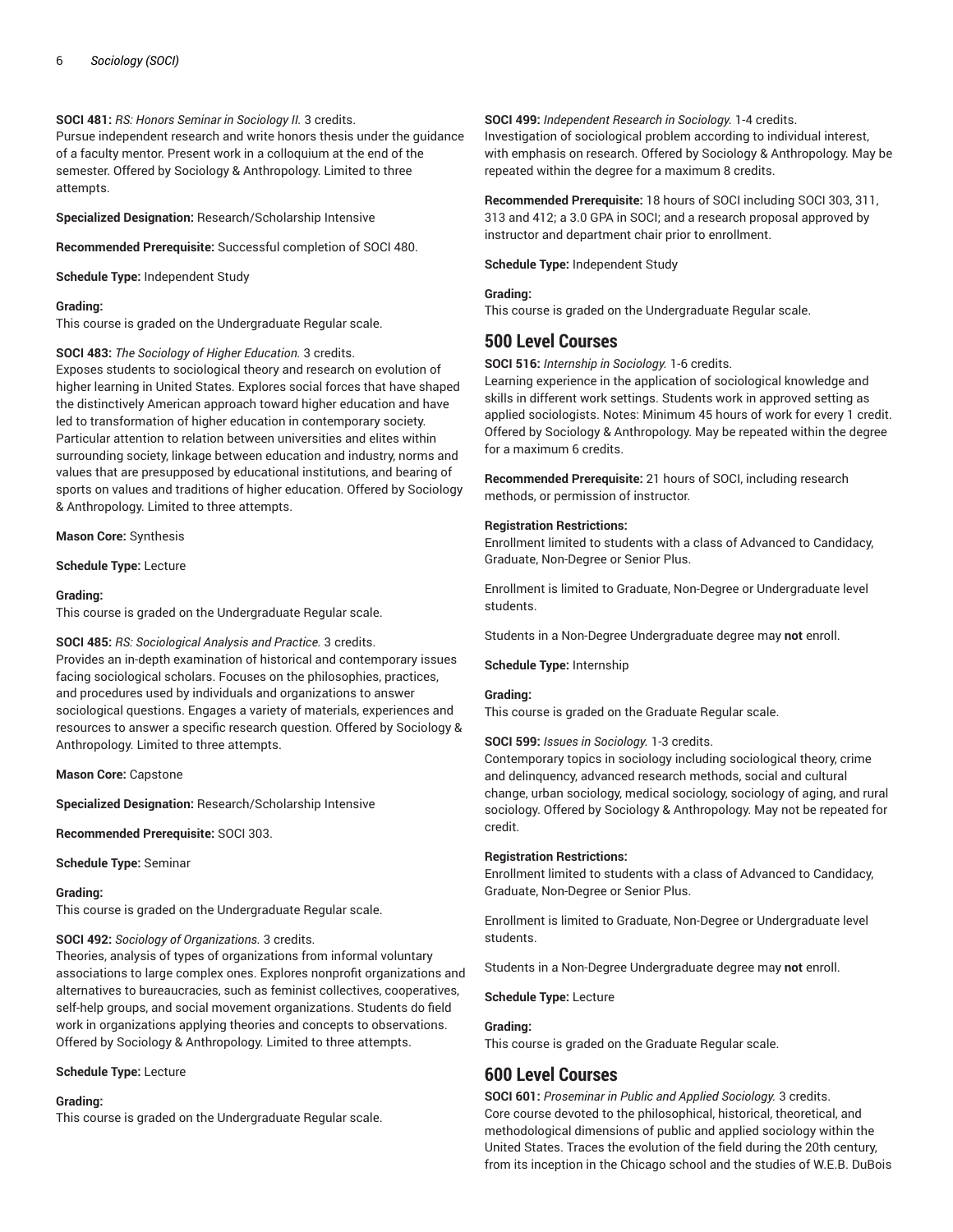**SOCI 481:** *RS: Honors Seminar in Sociology II.* 3 credits.
Pursue independent research and write honors thesis under the guidance of a faculty mentor. Present work in a colloquium at the end of the semester. Offered by Sociology & Anthropology. Limited to three attempts.

**Specialized Designation:** Research/Scholarship Intensive

**Recommended Prerequisite:** Successful completion of SOCI 480.

**Schedule Type:** Independent Study

**Grading:**
This course is graded on the Undergraduate Regular scale.

**SOCI 483:** *The Sociology of Higher Education.* 3 credits.
Exposes students to sociological theory and research on evolution of higher learning in United States. Explores social forces that have shaped the distinctively American approach toward higher education and have led to transformation of higher education in contemporary society. Particular attention to relation between universities and elites within surrounding society, linkage between education and industry, norms and values that are presupposed by educational institutions, and bearing of sports on values and traditions of higher education. Offered by Sociology & Anthropology. Limited to three attempts.

**Mason Core:** Synthesis

**Schedule Type:** Lecture

**Grading:**
This course is graded on the Undergraduate Regular scale.

**SOCI 485:** *RS: Sociological Analysis and Practice.* 3 credits.
Provides an in-depth examination of historical and contemporary issues facing sociological scholars. Focuses on the philosophies, practices, and procedures used by individuals and organizations to answer sociological questions. Engages a variety of materials, experiences and resources to answer a specific research question. Offered by Sociology & Anthropology. Limited to three attempts.

**Mason Core:** Capstone

**Specialized Designation:** Research/Scholarship Intensive

**Recommended Prerequisite:** SOCI 303.

**Schedule Type:** Seminar

**Grading:**
This course is graded on the Undergraduate Regular scale.

**SOCI 492:** *Sociology of Organizations.* 3 credits.
Theories, analysis of types of organizations from informal voluntary associations to large complex ones. Explores nonprofit organizations and alternatives to bureaucracies, such as feminist collectives, cooperatives, self-help groups, and social movement organizations. Students do field work in organizations applying theories and concepts to observations. Offered by Sociology & Anthropology. Limited to three attempts.

**Schedule Type:** Lecture

**Grading:**
This course is graded on the Undergraduate Regular scale.

**SOCI 499:** *Independent Research in Sociology.* 1-4 credits.
Investigation of sociological problem according to individual interest, with emphasis on research. Offered by Sociology & Anthropology. May be repeated within the degree for a maximum 8 credits.

**Recommended Prerequisite:** 18 hours of SOCI including SOCI 303, 311, 313 and 412; a 3.0 GPA in SOCI; and a research proposal approved by instructor and department chair prior to enrollment.

**Schedule Type:** Independent Study

**Grading:**
This course is graded on the Undergraduate Regular scale.

## 500 Level Courses

**SOCI 516:** *Internship in Sociology.* 1-6 credits.
Learning experience in the application of sociological knowledge and skills in different work settings. Students work in approved setting as applied sociologists. Notes: Minimum 45 hours of work for every 1 credit. Offered by Sociology & Anthropology. May be repeated within the degree for a maximum 6 credits.

**Recommended Prerequisite:** 21 hours of SOCI, including research methods, or permission of instructor.

**Registration Restrictions:**
Enrollment limited to students with a class of Advanced to Candidacy, Graduate, Non-Degree or Senior Plus.

Enrollment is limited to Graduate, Non-Degree or Undergraduate level students.

Students in a Non-Degree Undergraduate degree may **not** enroll.

**Schedule Type:** Internship

**Grading:**
This course is graded on the Graduate Regular scale.

**SOCI 599:** *Issues in Sociology.* 1-3 credits.
Contemporary topics in sociology including sociological theory, crime and delinquency, advanced research methods, social and cultural change, urban sociology, medical sociology, sociology of aging, and rural sociology. Offered by Sociology & Anthropology. May not be repeated for credit.

**Registration Restrictions:**
Enrollment limited to students with a class of Advanced to Candidacy, Graduate, Non-Degree or Senior Plus.

Enrollment is limited to Graduate, Non-Degree or Undergraduate level students.

Students in a Non-Degree Undergraduate degree may **not** enroll.

**Schedule Type:** Lecture

**Grading:**
This course is graded on the Graduate Regular scale.

## 600 Level Courses

**SOCI 601:** *Proseminar in Public and Applied Sociology.* 3 credits.
Core course devoted to the philosophical, historical, theoretical, and methodological dimensions of public and applied sociology within the United States. Traces the evolution of the field during the 20th century, from its inception in the Chicago school and the studies of W.E.B. DuBois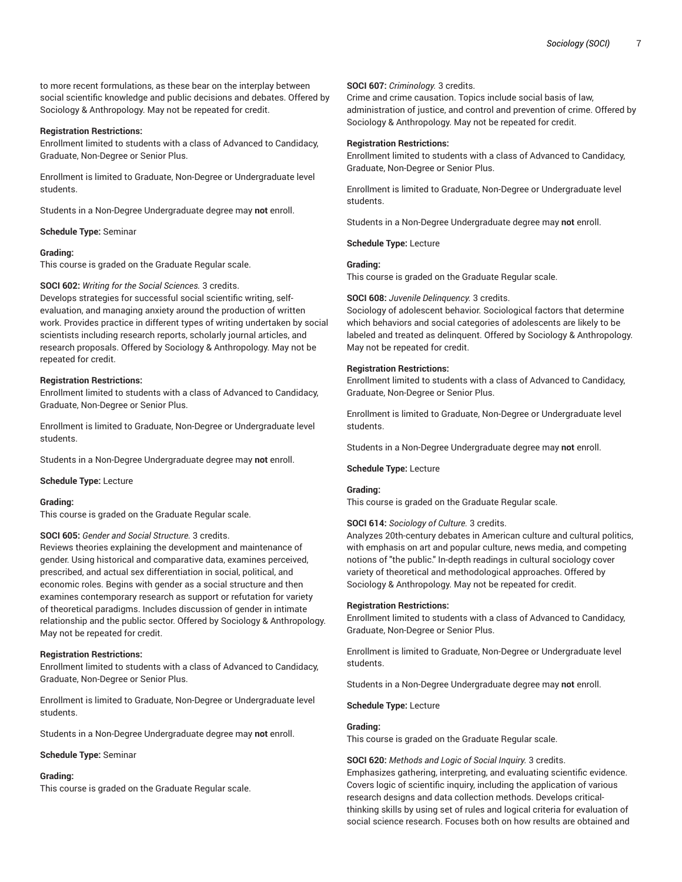to more recent formulations, as these bear on the interplay between social scientific knowledge and public decisions and debates. Offered by Sociology & Anthropology. May not be repeated for credit.

**Registration Restrictions:**
Enrollment limited to students with a class of Advanced to Candidacy, Graduate, Non-Degree or Senior Plus.

Enrollment is limited to Graduate, Non-Degree or Undergraduate level students.

Students in a Non-Degree Undergraduate degree may **not** enroll.

**Schedule Type:** Seminar

**Grading:**
This course is graded on the Graduate Regular scale.

**SOCI 602:** *Writing for the Social Sciences.* 3 credits.
Develops strategies for successful social scientific writing, self-evaluation, and managing anxiety around the production of written work. Provides practice in different types of writing undertaken by social scientists including research reports, scholarly journal articles, and research proposals. Offered by Sociology & Anthropology. May not be repeated for credit.

**Registration Restrictions:**
Enrollment limited to students with a class of Advanced to Candidacy, Graduate, Non-Degree or Senior Plus.

Enrollment is limited to Graduate, Non-Degree or Undergraduate level students.

Students in a Non-Degree Undergraduate degree may **not** enroll.

**Schedule Type:** Lecture

**Grading:**
This course is graded on the Graduate Regular scale.

**SOCI 605:** *Gender and Social Structure.* 3 credits.
Reviews theories explaining the development and maintenance of gender. Using historical and comparative data, examines perceived, prescribed, and actual sex differentiation in social, political, and economic roles. Begins with gender as a social structure and then examines contemporary research as support or refutation for variety of theoretical paradigms. Includes discussion of gender in intimate relationship and the public sector. Offered by Sociology & Anthropology. May not be repeated for credit.

**Registration Restrictions:**
Enrollment limited to students with a class of Advanced to Candidacy, Graduate, Non-Degree or Senior Plus.

Enrollment is limited to Graduate, Non-Degree or Undergraduate level students.

Students in a Non-Degree Undergraduate degree may **not** enroll.

**Schedule Type:** Seminar

**Grading:**
This course is graded on the Graduate Regular scale.

**SOCI 607:** *Criminology.* 3 credits.
Crime and crime causation. Topics include social basis of law, administration of justice, and control and prevention of crime. Offered by Sociology & Anthropology. May not be repeated for credit.

**Registration Restrictions:**
Enrollment limited to students with a class of Advanced to Candidacy, Graduate, Non-Degree or Senior Plus.

Enrollment is limited to Graduate, Non-Degree or Undergraduate level students.

Students in a Non-Degree Undergraduate degree may **not** enroll.

**Schedule Type:** Lecture

**Grading:**
This course is graded on the Graduate Regular scale.

**SOCI 608:** *Juvenile Delinquency.* 3 credits.
Sociology of adolescent behavior. Sociological factors that determine which behaviors and social categories of adolescents are likely to be labeled and treated as delinquent. Offered by Sociology & Anthropology. May not be repeated for credit.

**Registration Restrictions:**
Enrollment limited to students with a class of Advanced to Candidacy, Graduate, Non-Degree or Senior Plus.

Enrollment is limited to Graduate, Non-Degree or Undergraduate level students.

Students in a Non-Degree Undergraduate degree may **not** enroll.

**Schedule Type:** Lecture

**Grading:**
This course is graded on the Graduate Regular scale.

**SOCI 614:** *Sociology of Culture.* 3 credits.
Analyzes 20th-century debates in American culture and cultural politics, with emphasis on art and popular culture, news media, and competing notions of "the public." In-depth readings in cultural sociology cover variety of theoretical and methodological approaches. Offered by Sociology & Anthropology. May not be repeated for credit.

**Registration Restrictions:**
Enrollment limited to students with a class of Advanced to Candidacy, Graduate, Non-Degree or Senior Plus.

Enrollment is limited to Graduate, Non-Degree or Undergraduate level students.

Students in a Non-Degree Undergraduate degree may **not** enroll.

**Schedule Type:** Lecture

**Grading:**
This course is graded on the Graduate Regular scale.

**SOCI 620:** *Methods and Logic of Social Inquiry.* 3 credits.
Emphasizes gathering, interpreting, and evaluating scientific evidence. Covers logic of scientific inquiry, including the application of various research designs and data collection methods. Develops critical-thinking skills by using set of rules and logical criteria for evaluation of social science research. Focuses both on how results are obtained and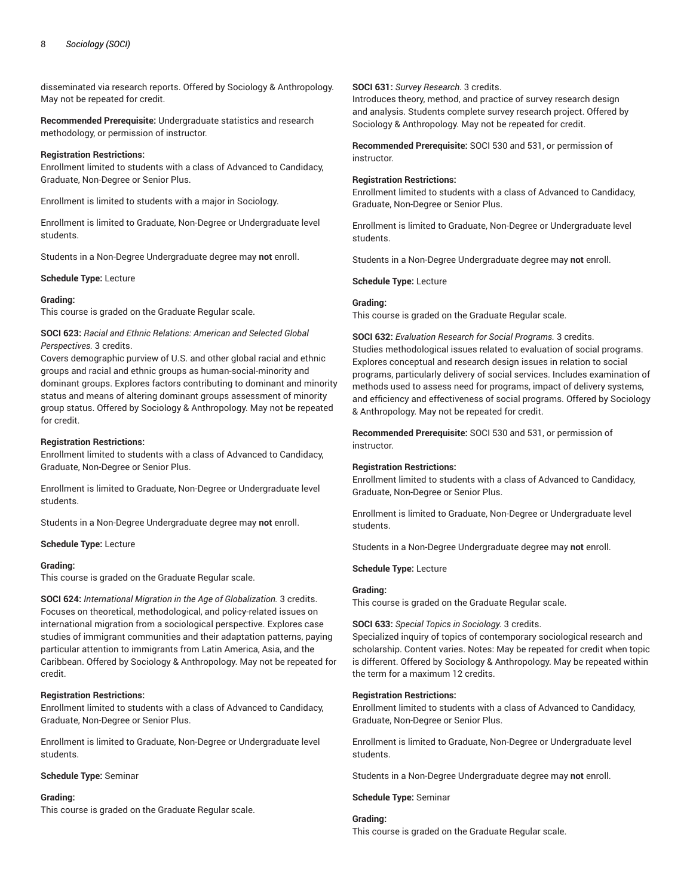disseminated via research reports. Offered by Sociology & Anthropology. May not be repeated for credit.

**Recommended Prerequisite:** Undergraduate statistics and research methodology, or permission of instructor.

**Registration Restrictions:**
Enrollment limited to students with a class of Advanced to Candidacy, Graduate, Non-Degree or Senior Plus.

Enrollment is limited to students with a major in Sociology.

Enrollment is limited to Graduate, Non-Degree or Undergraduate level students.

Students in a Non-Degree Undergraduate degree may **not** enroll.

**Schedule Type:** Lecture

**Grading:**
This course is graded on the Graduate Regular scale.

**SOCI 623:** *Racial and Ethnic Relations: American and Selected Global Perspectives.* 3 credits.
Covers demographic purview of U.S. and other global racial and ethnic groups and racial and ethnic groups as human-social-minority and dominant groups. Explores factors contributing to dominant and minority status and means of altering dominant groups assessment of minority group status. Offered by Sociology & Anthropology. May not be repeated for credit.

**Registration Restrictions:**
Enrollment limited to students with a class of Advanced to Candidacy, Graduate, Non-Degree or Senior Plus.

Enrollment is limited to Graduate, Non-Degree or Undergraduate level students.

Students in a Non-Degree Undergraduate degree may **not** enroll.

**Schedule Type:** Lecture

**Grading:**
This course is graded on the Graduate Regular scale.

**SOCI 624:** *International Migration in the Age of Globalization.* 3 credits.
Focuses on theoretical, methodological, and policy-related issues on international migration from a sociological perspective. Explores case studies of immigrant communities and their adaptation patterns, paying particular attention to immigrants from Latin America, Asia, and the Caribbean. Offered by Sociology & Anthropology. May not be repeated for credit.

**Registration Restrictions:**
Enrollment limited to students with a class of Advanced to Candidacy, Graduate, Non-Degree or Senior Plus.

Enrollment is limited to Graduate, Non-Degree or Undergraduate level students.

**Schedule Type:** Seminar

**Grading:**
This course is graded on the Graduate Regular scale.

**SOCI 631:** *Survey Research.* 3 credits.
Introduces theory, method, and practice of survey research design and analysis. Students complete survey research project. Offered by Sociology & Anthropology. May not be repeated for credit.

**Recommended Prerequisite:** SOCI 530 and 531, or permission of instructor.

**Registration Restrictions:**
Enrollment limited to students with a class of Advanced to Candidacy, Graduate, Non-Degree or Senior Plus.

Enrollment is limited to Graduate, Non-Degree or Undergraduate level students.

Students in a Non-Degree Undergraduate degree may **not** enroll.

**Schedule Type:** Lecture

**Grading:**
This course is graded on the Graduate Regular scale.

**SOCI 632:** *Evaluation Research for Social Programs.* 3 credits.
Studies methodological issues related to evaluation of social programs. Explores conceptual and research design issues in relation to social programs, particularly delivery of social services. Includes examination of methods used to assess need for programs, impact of delivery systems, and efficiency and effectiveness of social programs. Offered by Sociology & Anthropology. May not be repeated for credit.

**Recommended Prerequisite:** SOCI 530 and 531, or permission of instructor.

**Registration Restrictions:**
Enrollment limited to students with a class of Advanced to Candidacy, Graduate, Non-Degree or Senior Plus.

Enrollment is limited to Graduate, Non-Degree or Undergraduate level students.

Students in a Non-Degree Undergraduate degree may **not** enroll.

**Schedule Type:** Lecture

**Grading:**
This course is graded on the Graduate Regular scale.

**SOCI 633:** *Special Topics in Sociology.* 3 credits.
Specialized inquiry of topics of contemporary sociological research and scholarship. Content varies. Notes: May be repeated for credit when topic is different. Offered by Sociology & Anthropology. May be repeated within the term for a maximum 12 credits.

**Registration Restrictions:**
Enrollment limited to students with a class of Advanced to Candidacy, Graduate, Non-Degree or Senior Plus.

Enrollment is limited to Graduate, Non-Degree or Undergraduate level students.

Students in a Non-Degree Undergraduate degree may **not** enroll.

**Schedule Type:** Seminar

**Grading:**
This course is graded on the Graduate Regular scale.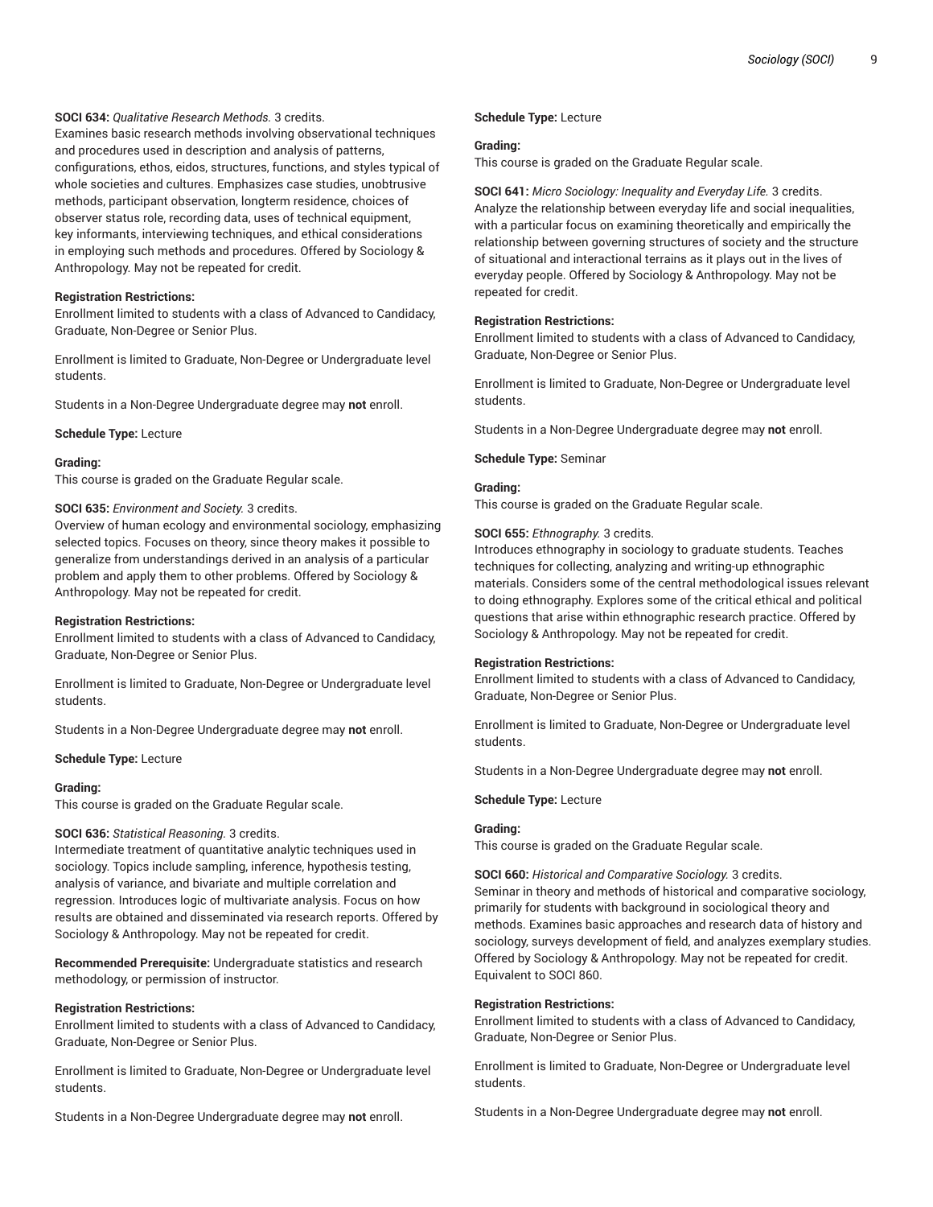**SOCI 634:** *Qualitative Research Methods.* 3 credits.
Examines basic research methods involving observational techniques and procedures used in description and analysis of patterns, configurations, ethos, eidos, structures, functions, and styles typical of whole societies and cultures. Emphasizes case studies, unobtrusive methods, participant observation, longterm residence, choices of observer status role, recording data, uses of technical equipment, key informants, interviewing techniques, and ethical considerations in employing such methods and procedures. Offered by Sociology & Anthropology. May not be repeated for credit.

**Registration Restrictions:**
Enrollment limited to students with a class of Advanced to Candidacy, Graduate, Non-Degree or Senior Plus.

Enrollment is limited to Graduate, Non-Degree or Undergraduate level students.

Students in a Non-Degree Undergraduate degree may **not** enroll.

**Schedule Type:** Lecture

**Grading:**
This course is graded on the Graduate Regular scale.

**SOCI 635:** *Environment and Society.* 3 credits.
Overview of human ecology and environmental sociology, emphasizing selected topics. Focuses on theory, since theory makes it possible to generalize from understandings derived in an analysis of a particular problem and apply them to other problems. Offered by Sociology & Anthropology. May not be repeated for credit.

**Registration Restrictions:**
Enrollment limited to students with a class of Advanced to Candidacy, Graduate, Non-Degree or Senior Plus.

Enrollment is limited to Graduate, Non-Degree or Undergraduate level students.

Students in a Non-Degree Undergraduate degree may **not** enroll.

**Schedule Type:** Lecture

**Grading:**
This course is graded on the Graduate Regular scale.

**SOCI 636:** *Statistical Reasoning.* 3 credits.
Intermediate treatment of quantitative analytic techniques used in sociology. Topics include sampling, inference, hypothesis testing, analysis of variance, and bivariate and multiple correlation and regression. Introduces logic of multivariate analysis. Focus on how results are obtained and disseminated via research reports. Offered by Sociology & Anthropology. May not be repeated for credit.

**Recommended Prerequisite:** Undergraduate statistics and research methodology, or permission of instructor.

**Registration Restrictions:**
Enrollment limited to students with a class of Advanced to Candidacy, Graduate, Non-Degree or Senior Plus.

Enrollment is limited to Graduate, Non-Degree or Undergraduate level students.

Students in a Non-Degree Undergraduate degree may **not** enroll.

**Schedule Type:** Lecture

**Grading:**
This course is graded on the Graduate Regular scale.

**SOCI 641:** *Micro Sociology: Inequality and Everyday Life.* 3 credits.
Analyze the relationship between everyday life and social inequalities, with a particular focus on examining theoretically and empirically the relationship between governing structures of society and the structure of situational and interactional terrains as it plays out in the lives of everyday people. Offered by Sociology & Anthropology. May not be repeated for credit.

**Registration Restrictions:**
Enrollment limited to students with a class of Advanced to Candidacy, Graduate, Non-Degree or Senior Plus.

Enrollment is limited to Graduate, Non-Degree or Undergraduate level students.

Students in a Non-Degree Undergraduate degree may **not** enroll.

**Schedule Type:** Seminar

**Grading:**
This course is graded on the Graduate Regular scale.

**SOCI 655:** *Ethnography.* 3 credits.
Introduces ethnography in sociology to graduate students. Teaches techniques for collecting, analyzing and writing-up ethnographic materials. Considers some of the central methodological issues relevant to doing ethnography. Explores some of the critical ethical and political questions that arise within ethnographic research practice. Offered by Sociology & Anthropology. May not be repeated for credit.

**Registration Restrictions:**
Enrollment limited to students with a class of Advanced to Candidacy, Graduate, Non-Degree or Senior Plus.

Enrollment is limited to Graduate, Non-Degree or Undergraduate level students.

Students in a Non-Degree Undergraduate degree may **not** enroll.

**Schedule Type:** Lecture

**Grading:**
This course is graded on the Graduate Regular scale.

**SOCI 660:** *Historical and Comparative Sociology.* 3 credits.
Seminar in theory and methods of historical and comparative sociology, primarily for students with background in sociological theory and methods. Examines basic approaches and research data of history and sociology, surveys development of field, and analyzes exemplary studies. Offered by Sociology & Anthropology. May not be repeated for credit. Equivalent to SOCI 860.

**Registration Restrictions:**
Enrollment limited to students with a class of Advanced to Candidacy, Graduate, Non-Degree or Senior Plus.

Enrollment is limited to Graduate, Non-Degree or Undergraduate level students.

Students in a Non-Degree Undergraduate degree may **not** enroll.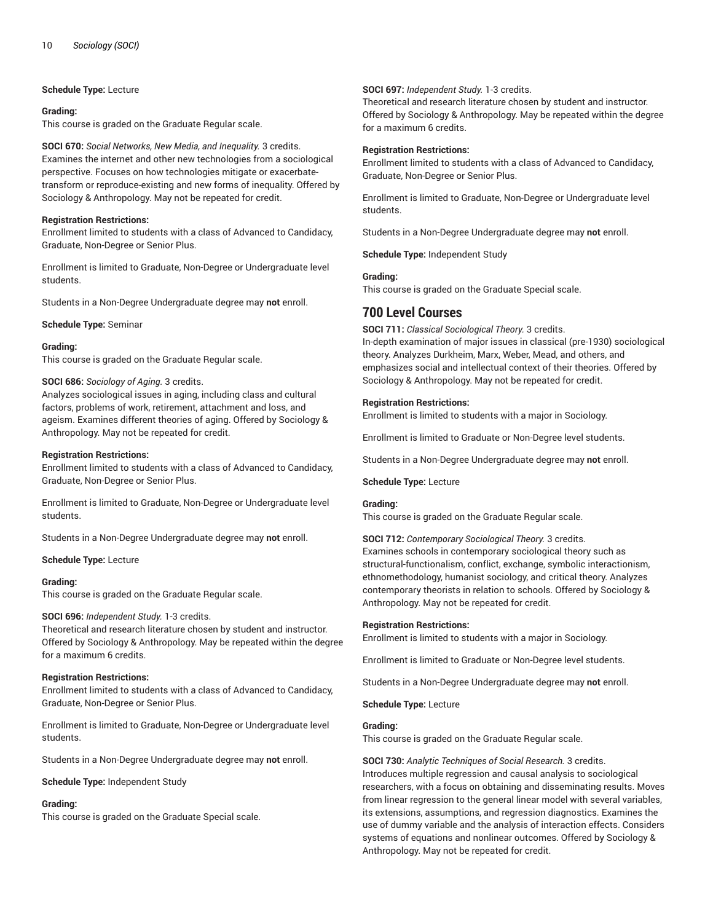**Schedule Type:** Lecture

**Grading:**
This course is graded on the Graduate Regular scale.

**SOCI 670:** *Social Networks, New Media, and Inequality.* 3 credits.
Examines the internet and other new technologies from a sociological perspective. Focuses on how technologies mitigate or exacerbate-transform or reproduce-existing and new forms of inequality. Offered by Sociology & Anthropology. May not be repeated for credit.

**Registration Restrictions:**
Enrollment limited to students with a class of Advanced to Candidacy, Graduate, Non-Degree or Senior Plus.

Enrollment is limited to Graduate, Non-Degree or Undergraduate level students.

Students in a Non-Degree Undergraduate degree may **not** enroll.

**Schedule Type:** Seminar

**Grading:**
This course is graded on the Graduate Regular scale.

**SOCI 686:** *Sociology of Aging.* 3 credits.
Analyzes sociological issues in aging, including class and cultural factors, problems of work, retirement, attachment and loss, and ageism. Examines different theories of aging. Offered by Sociology & Anthropology. May not be repeated for credit.

**Registration Restrictions:**
Enrollment limited to students with a class of Advanced to Candidacy, Graduate, Non-Degree or Senior Plus.

Enrollment is limited to Graduate, Non-Degree or Undergraduate level students.

Students in a Non-Degree Undergraduate degree may **not** enroll.

**Schedule Type:** Lecture

**Grading:**
This course is graded on the Graduate Regular scale.

**SOCI 696:** *Independent Study.* 1-3 credits.
Theoretical and research literature chosen by student and instructor. Offered by Sociology & Anthropology. May be repeated within the degree for a maximum 6 credits.

**Registration Restrictions:**
Enrollment limited to students with a class of Advanced to Candidacy, Graduate, Non-Degree or Senior Plus.

Enrollment is limited to Graduate, Non-Degree or Undergraduate level students.

Students in a Non-Degree Undergraduate degree may **not** enroll.

**Schedule Type:** Independent Study

**Grading:**
This course is graded on the Graduate Special scale.

**SOCI 697:** *Independent Study.* 1-3 credits.
Theoretical and research literature chosen by student and instructor. Offered by Sociology & Anthropology. May be repeated within the degree for a maximum 6 credits.

**Registration Restrictions:**
Enrollment limited to students with a class of Advanced to Candidacy, Graduate, Non-Degree or Senior Plus.

Enrollment is limited to Graduate, Non-Degree or Undergraduate level students.

Students in a Non-Degree Undergraduate degree may **not** enroll.

**Schedule Type:** Independent Study

**Grading:**
This course is graded on the Graduate Special scale.

## 700 Level Courses

**SOCI 711:** *Classical Sociological Theory.* 3 credits.
In-depth examination of major issues in classical (pre-1930) sociological theory. Analyzes Durkheim, Marx, Weber, Mead, and others, and emphasizes social and intellectual context of their theories. Offered by Sociology & Anthropology. May not be repeated for credit.

**Registration Restrictions:**
Enrollment is limited to students with a major in Sociology.

Enrollment is limited to Graduate or Non-Degree level students.

Students in a Non-Degree Undergraduate degree may **not** enroll.

**Schedule Type:** Lecture

**Grading:**
This course is graded on the Graduate Regular scale.

**SOCI 712:** *Contemporary Sociological Theory.* 3 credits.
Examines schools in contemporary sociological theory such as structural-functionalism, conflict, exchange, symbolic interactionism, ethnomethodology, humanist sociology, and critical theory. Analyzes contemporary theorists in relation to schools. Offered by Sociology & Anthropology. May not be repeated for credit.

**Registration Restrictions:**
Enrollment is limited to students with a major in Sociology.

Enrollment is limited to Graduate or Non-Degree level students.

Students in a Non-Degree Undergraduate degree may **not** enroll.

**Schedule Type:** Lecture

**Grading:**
This course is graded on the Graduate Regular scale.

**SOCI 730:** *Analytic Techniques of Social Research.* 3 credits.
Introduces multiple regression and causal analysis to sociological researchers, with a focus on obtaining and disseminating results. Moves from linear regression to the general linear model with several variables, its extensions, assumptions, and regression diagnostics. Examines the use of dummy variable and the analysis of interaction effects. Considers systems of equations and nonlinear outcomes. Offered by Sociology & Anthropology. May not be repeated for credit.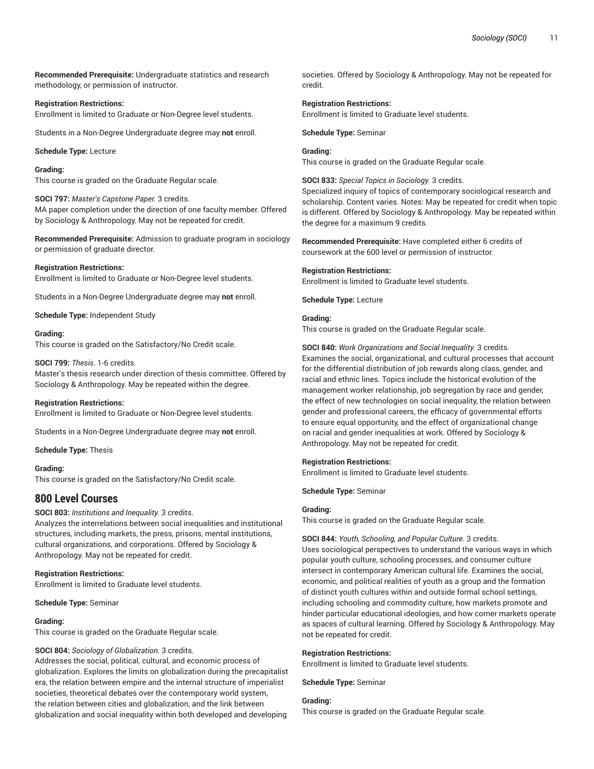**Recommended Prerequisite:** Undergraduate statistics and research methodology, or permission of instructor.

**Registration Restrictions:**
Enrollment is limited to Graduate or Non-Degree level students.

Students in a Non-Degree Undergraduate degree may **not** enroll.

**Schedule Type:** Lecture

**Grading:**
This course is graded on the Graduate Regular scale.

**SOCI 797:** *Master's Capstone Paper.* 3 credits.
MA paper completion under the direction of one faculty member. Offered by Sociology & Anthropology. May not be repeated for credit.

**Recommended Prerequisite:** Admission to graduate program in sociology or permission of graduate director.

**Registration Restrictions:**
Enrollment is limited to Graduate or Non-Degree level students.

Students in a Non-Degree Undergraduate degree may **not** enroll.

**Schedule Type:** Independent Study

**Grading:**
This course is graded on the Satisfactory/No Credit scale.

**SOCI 799:** *Thesis.* 1-6 credits.
Master's thesis research under direction of thesis committee. Offered by Sociology & Anthropology. May be repeated within the degree.

**Registration Restrictions:**
Enrollment is limited to Graduate or Non-Degree level students.

Students in a Non-Degree Undergraduate degree may **not** enroll.

**Schedule Type:** Thesis

**Grading:**
This course is graded on the Satisfactory/No Credit scale.

## 800 Level Courses

**SOCI 803:** *Institutions and Inequality.* 3 credits.
Analyzes the interrelations between social inequalities and institutional structures, including markets, the press, prisons, mental institutions, cultural organizations, and corporations. Offered by Sociology & Anthropology. May not be repeated for credit.

**Registration Restrictions:**
Enrollment is limited to Graduate level students.

**Schedule Type:** Seminar

**Grading:**
This course is graded on the Graduate Regular scale.

**SOCI 804:** *Sociology of Globalization.* 3 credits.
Addresses the social, political, cultural, and economic process of globalization. Explores the limits on globalization during the precapitalist era, the relation between empire and the internal structure of imperialist societies, theoretical debates over the contemporary world system, the relation between cities and globalization, and the link between globalization and social inequality within both developed and developing societies. Offered by Sociology & Anthropology. May not be repeated for credit.

**Registration Restrictions:**
Enrollment is limited to Graduate level students.

**Schedule Type:** Seminar

**Grading:**
This course is graded on the Graduate Regular scale.

**SOCI 833:** *Special Topics in Sociology.* 3 credits.
Specialized inquiry of topics of contemporary sociological research and scholarship. Content varies. Notes: May be repeated for credit when topic is different. Offered by Sociology & Anthropology. May be repeated within the degree for a maximum 9 credits.

**Recommended Prerequisite:** Have completed either 6 credits of coursework at the 600 level or permission of instructor.

**Registration Restrictions:**
Enrollment is limited to Graduate level students.

**Schedule Type:** Lecture

**Grading:**
This course is graded on the Graduate Regular scale.

**SOCI 840:** *Work Organizations and Social Inequality.* 3 credits.
Examines the social, organizational, and cultural processes that account for the differential distribution of job rewards along class, gender, and racial and ethnic lines. Topics include the historical evolution of the management worker relationship, job segregation by race and gender, the effect of new technologies on social inequality, the relation between gender and professional careers, the efficacy of governmental efforts to ensure equal opportunity, and the effect of organizational change on racial and gender inequalities at work. Offered by Sociology & Anthropology. May not be repeated for credit.

**Registration Restrictions:**
Enrollment is limited to Graduate level students.

**Schedule Type:** Seminar

**Grading:**
This course is graded on the Graduate Regular scale.

**SOCI 844:** *Youth, Schooling, and Popular Culture.* 3 credits.
Uses sociological perspectives to understand the various ways in which popular youth culture, schooling processes, and consumer culture intersect in contemporary American cultural life. Examines the social, economic, and political realities of youth as a group and the formation of distinct youth cultures within and outside formal school settings, including schooling and commodity culture, how markets promote and hinder particular educational ideologies, and how corner markets operate as spaces of cultural learning. Offered by Sociology & Anthropology. May not be repeated for credit.

**Registration Restrictions:**
Enrollment is limited to Graduate level students.

**Schedule Type:** Seminar

**Grading:**
This course is graded on the Graduate Regular scale.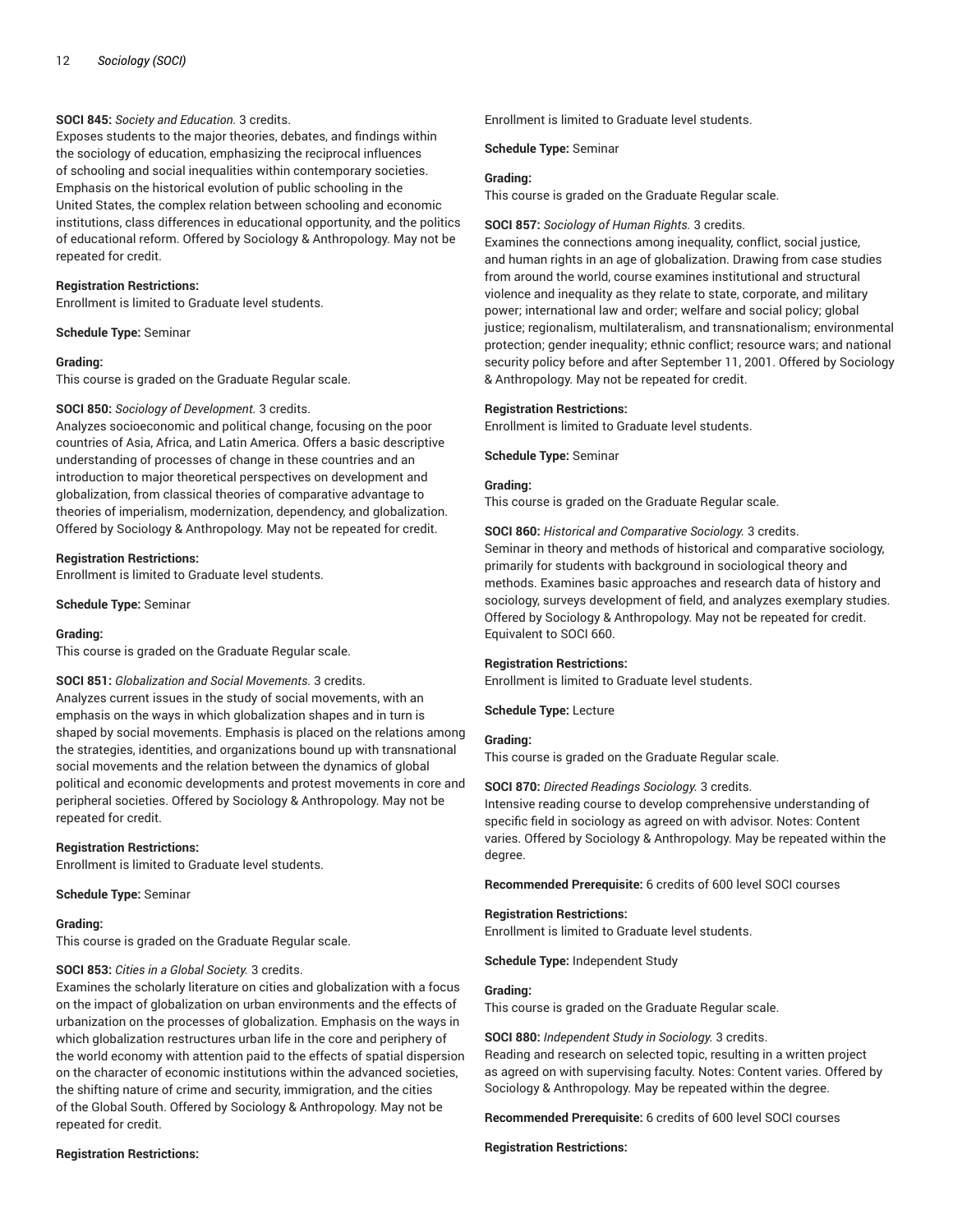**SOCI 845:** *Society and Education.* 3 credits.
Exposes students to the major theories, debates, and findings within the sociology of education, emphasizing the reciprocal influences of schooling and social inequalities within contemporary societies. Emphasis on the historical evolution of public schooling in the United States, the complex relation between schooling and economic institutions, class differences in educational opportunity, and the politics of educational reform. Offered by Sociology & Anthropology. May not be repeated for credit.

**Registration Restrictions:**
Enrollment is limited to Graduate level students.

**Schedule Type:** Seminar

**Grading:**
This course is graded on the Graduate Regular scale.

**SOCI 850:** *Sociology of Development.* 3 credits.
Analyzes socioeconomic and political change, focusing on the poor countries of Asia, Africa, and Latin America. Offers a basic descriptive understanding of processes of change in these countries and an introduction to major theoretical perspectives on development and globalization, from classical theories of comparative advantage to theories of imperialism, modernization, dependency, and globalization. Offered by Sociology & Anthropology. May not be repeated for credit.

**Registration Restrictions:**
Enrollment is limited to Graduate level students.

**Schedule Type:** Seminar

**Grading:**
This course is graded on the Graduate Regular scale.

**SOCI 851:** *Globalization and Social Movements.* 3 credits.
Analyzes current issues in the study of social movements, with an emphasis on the ways in which globalization shapes and in turn is shaped by social movements. Emphasis is placed on the relations among the strategies, identities, and organizations bound up with transnational social movements and the relation between the dynamics of global political and economic developments and protest movements in core and peripheral societies. Offered by Sociology & Anthropology. May not be repeated for credit.

**Registration Restrictions:**
Enrollment is limited to Graduate level students.

**Schedule Type:** Seminar

**Grading:**
This course is graded on the Graduate Regular scale.

**SOCI 853:** *Cities in a Global Society.* 3 credits.
Examines the scholarly literature on cities and globalization with a focus on the impact of globalization on urban environments and the effects of urbanization on the processes of globalization. Emphasis on the ways in which globalization restructures urban life in the core and periphery of the world economy with attention paid to the effects of spatial dispersion on the character of economic institutions within the advanced societies, the shifting nature of crime and security, immigration, and the cities of the Global South. Offered by Sociology & Anthropology. May not be repeated for credit.

**Registration Restrictions:**
Enrollment is limited to Graduate level students.

**Schedule Type:** Seminar

**Grading:**
This course is graded on the Graduate Regular scale.

**SOCI 857:** *Sociology of Human Rights.* 3 credits.
Examines the connections among inequality, conflict, social justice, and human rights in an age of globalization. Drawing from case studies from around the world, course examines institutional and structural violence and inequality as they relate to state, corporate, and military power; international law and order; welfare and social policy; global justice; regionalism, multilateralism, and transnationalism; environmental protection; gender inequality; ethnic conflict; resource wars; and national security policy before and after September 11, 2001. Offered by Sociology & Anthropology. May not be repeated for credit.

**Registration Restrictions:**
Enrollment is limited to Graduate level students.

**Schedule Type:** Seminar

**Grading:**
This course is graded on the Graduate Regular scale.

**SOCI 860:** *Historical and Comparative Sociology.* 3 credits.
Seminar in theory and methods of historical and comparative sociology, primarily for students with background in sociological theory and methods. Examines basic approaches and research data of history and sociology, surveys development of field, and analyzes exemplary studies. Offered by Sociology & Anthropology. May not be repeated for credit. Equivalent to SOCI 660.

**Registration Restrictions:**
Enrollment is limited to Graduate level students.

**Schedule Type:** Lecture

**Grading:**
This course is graded on the Graduate Regular scale.

**SOCI 870:** *Directed Readings Sociology.* 3 credits.
Intensive reading course to develop comprehensive understanding of specific field in sociology as agreed on with advisor. Notes: Content varies. Offered by Sociology & Anthropology. May be repeated within the degree.

**Recommended Prerequisite:** 6 credits of 600 level SOCI courses

**Registration Restrictions:**
Enrollment is limited to Graduate level students.

**Schedule Type:** Independent Study

**Grading:**
This course is graded on the Graduate Regular scale.

**SOCI 880:** *Independent Study in Sociology.* 3 credits.
Reading and research on selected topic, resulting in a written project as agreed on with supervising faculty. Notes: Content varies. Offered by Sociology & Anthropology. May be repeated within the degree.

**Recommended Prerequisite:** 6 credits of 600 level SOCI courses

**Registration Restrictions:**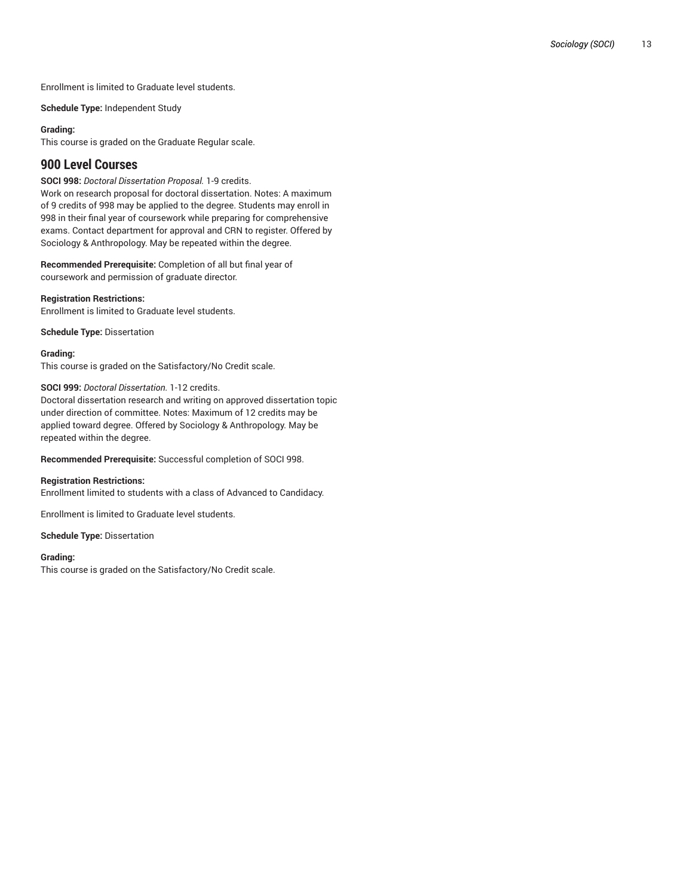Enrollment is limited to Graduate level students.

**Schedule Type:** Independent Study

**Grading:**
This course is graded on the Graduate Regular scale.

## 900 Level Courses

**SOCI 998:** *Doctoral Dissertation Proposal.* 1-9 credits.
Work on research proposal for doctoral dissertation. Notes: A maximum of 9 credits of 998 may be applied to the degree. Students may enroll in 998 in their final year of coursework while preparing for comprehensive exams. Contact department for approval and CRN to register. Offered by Sociology & Anthropology. May be repeated within the degree.

**Recommended Prerequisite:** Completion of all but final year of coursework and permission of graduate director.

**Registration Restrictions:**
Enrollment is limited to Graduate level students.

**Schedule Type:** Dissertation

**Grading:**
This course is graded on the Satisfactory/No Credit scale.

**SOCI 999:** *Doctoral Dissertation.* 1-12 credits.
Doctoral dissertation research and writing on approved dissertation topic under direction of committee. Notes: Maximum of 12 credits may be applied toward degree. Offered by Sociology & Anthropology. May be repeated within the degree.

**Recommended Prerequisite:** Successful completion of SOCI 998.

**Registration Restrictions:**
Enrollment limited to students with a class of Advanced to Candidacy.

Enrollment is limited to Graduate level students.

**Schedule Type:** Dissertation

**Grading:**
This course is graded on the Satisfactory/No Credit scale.